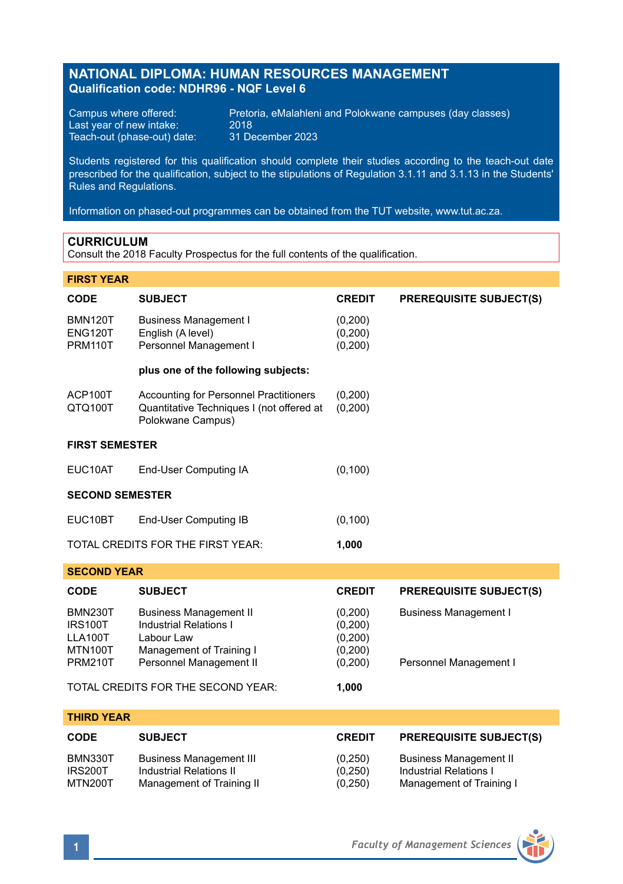# NATIONAL DIPLOMA: HUMAN RESOURCES MANAGEMENT
**Qualification code: NDHR96 - NQF Level 6**

Campus where offered: Pretoria, eMalahleni and Polokwane campuses (day classes)
Last year of new intake: 2018
Teach-out (phase-out) date: 31 December 2023

Students registered for this qualification should complete their studies according to the teach-out date prescribed for the qualification, subject to the stipulations of Regulation 3.1.11 and 3.1.13 in the Students' Rules and Regulations.

Information on phased-out programmes can be obtained from the TUT website, www.tut.ac.za.

## CURRICULUM
Consult the 2018 Faculty Prospectus for the full contents of the qualification.

## FIRST YEAR

| CODE | SUBJECT | CREDIT | PREREQUISITE SUBJECT(S) |
|---|---|---|---|
| BMN120T | Business Management I | (0,200) | |
| ENG120T | English (A level) | (0,200) | |
| PRM110T | Personnel Management I | (0,200) | |
| | **plus one of the following subjects:** | | |
| ACP100T | Accounting for Personnel Practitioners | (0,200) | |
| QTQ100T | Quantitative Techniques I (not offered at Polokwane Campus) | (0,200) | |
| **FIRST SEMESTER** | | | |
| EUC10AT | End-User Computing IA | (0,100) | |
| **SECOND SEMESTER** | | | |
| EUC10BT | End-User Computing IB | (0,100) | |
| TOTAL CREDITS FOR THE FIRST YEAR: | | **1,000** | |

## SECOND YEAR

| CODE | SUBJECT | CREDIT | PREREQUISITE SUBJECT(S) |
|---|---|---|---|
| BMN230T | Business Management II | (0,200) | Business Management I |
| IRS100T | Industrial Relations I | (0,200) | |
| LLA100T | Labour Law | (0,200) | |
| MTN100T | Management of Training I | (0,200) | |
| PRM210T | Personnel Management II | (0,200) | Personnel Management I |
| TOTAL CREDITS FOR THE SECOND YEAR: | | **1,000** | |

## THIRD YEAR

| CODE | SUBJECT | CREDIT | PREREQUISITE SUBJECT(S) |
|---|---|---|---|
| BMN330T | Business Management III | (0,250) | Business Management II |
| IRS200T | Industrial Relations II | (0,250) | Industrial Relations I |
| MTN200T | Management of Training II | (0,250) | Management of Training I |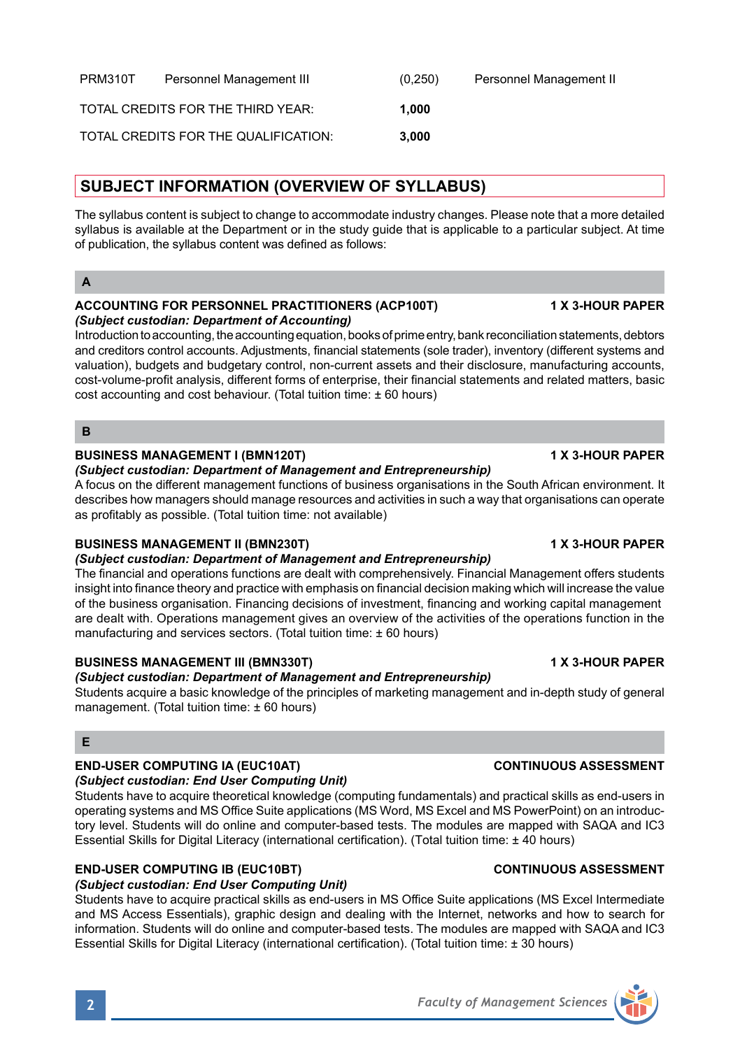| | | | |
|---|---|---|---|
| PRM310T | Personnel Management III | (0,250) | Personnel Management II |
| TOTAL CREDITS FOR THE THIRD YEAR: | | **1,000** | |
| TOTAL CREDITS FOR THE QUALIFICATION: | | **3,000** | |

## SUBJECT INFORMATION (OVERVIEW OF SYLLABUS)

The syllabus content is subject to change to accommodate industry changes. Please note that a more detailed syllabus is available at the Department or in the study guide that is applicable to a particular subject. At time of publication, the syllabus content was defined as follows:

### A

**ACCOUNTING FOR PERSONNEL PRACTITIONERS (ACP100T) — 1 X 3-HOUR PAPER**
***(Subject custodian: Department of Accounting)***
Introduction to accounting, the accounting equation, books of prime entry, bank reconciliation statements, debtors and creditors control accounts. Adjustments, financial statements (sole trader), inventory (different systems and valuation), budgets and budgetary control, non-current assets and their disclosure, manufacturing accounts, cost-volume-profit analysis, different forms of enterprise, their financial statements and related matters, basic cost accounting and cost behaviour. (Total tuition time: ± 60 hours)

### B

**BUSINESS MANAGEMENT I (BMN120T) — 1 X 3-HOUR PAPER**
***(Subject custodian: Department of Management and Entrepreneurship)***
A focus on the different management functions of business organisations in the South African environment. It describes how managers should manage resources and activities in such a way that organisations can operate as profitably as possible. (Total tuition time: not available)

**BUSINESS MANAGEMENT II (BMN230T) — 1 X 3-HOUR PAPER**
***(Subject custodian: Department of Management and Entrepreneurship)***
The financial and operations functions are dealt with comprehensively. Financial Management offers students insight into finance theory and practice with emphasis on financial decision making which will increase the value of the business organisation. Financing decisions of investment, financing and working capital management are dealt with. Operations management gives an overview of the activities of the operations function in the manufacturing and services sectors. (Total tuition time: ± 60 hours)

**BUSINESS MANAGEMENT III (BMN330T) — 1 X 3-HOUR PAPER**
***(Subject custodian: Department of Management and Entrepreneurship)***
Students acquire a basic knowledge of the principles of marketing management and in-depth study of general management. (Total tuition time: ± 60 hours)

### E

**END-USER COMPUTING IA (EUC10AT) — CONTINUOUS ASSESSMENT**
***(Subject custodian: End User Computing Unit)***
Students have to acquire theoretical knowledge (computing fundamentals) and practical skills as end-users in operating systems and MS Office Suite applications (MS Word, MS Excel and MS PowerPoint) on an introductory level. Students will do online and computer-based tests. The modules are mapped with SAQA and IC3 Essential Skills for Digital Literacy (international certification). (Total tuition time: ± 40 hours)

**END-USER COMPUTING IB (EUC10BT) — CONTINUOUS ASSESSMENT**
***(Subject custodian: End User Computing Unit)***
Students have to acquire practical skills as end-users in MS Office Suite applications (MS Excel Intermediate and MS Access Essentials), graphic design and dealing with the Internet, networks and how to search for information. Students will do online and computer-based tests. The modules are mapped with SAQA and IC3 Essential Skills for Digital Literacy (international certification). (Total tuition time: ± 30 hours)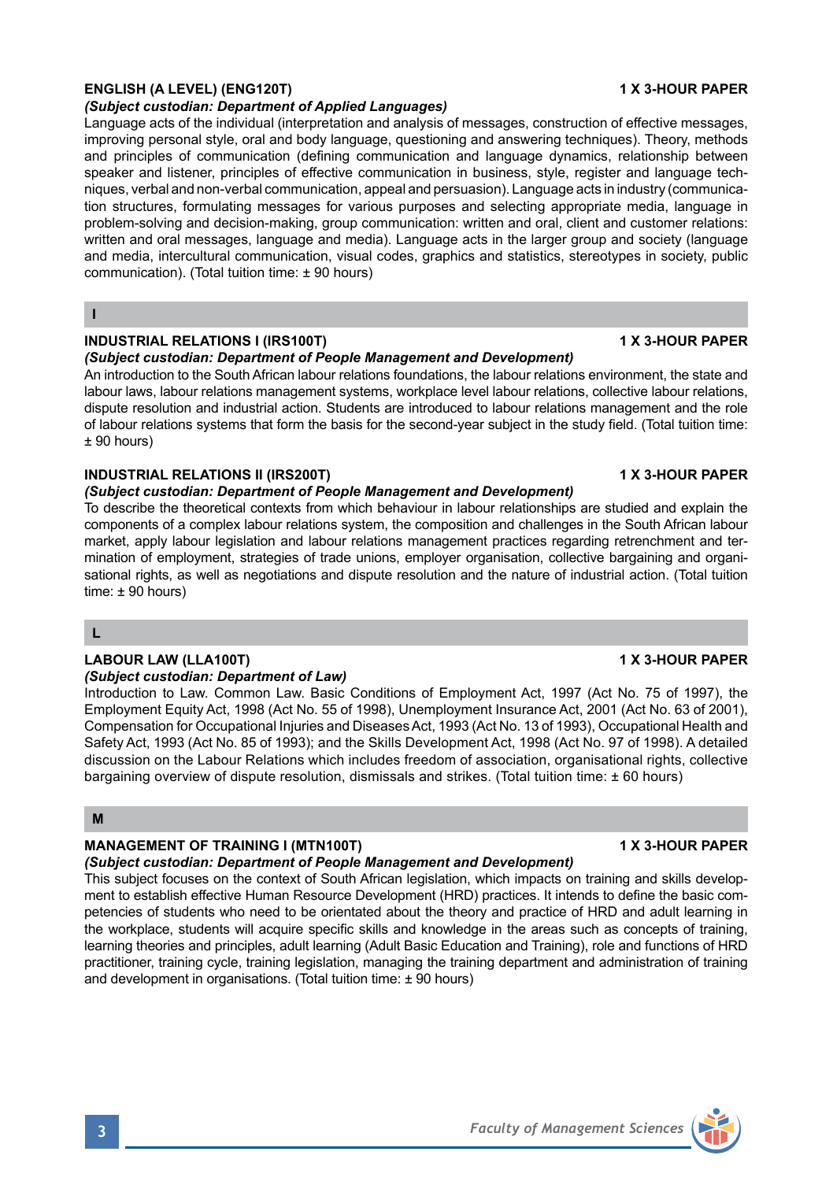### ENGLISH (A LEVEL) (ENG120T) — 1 X 3-HOUR PAPER

***(Subject custodian: Department of Applied Languages)***

Language acts of the individual (interpretation and analysis of messages, construction of effective messages, improving personal style, oral and body language, questioning and answering techniques). Theory, methods and principles of communication (defining communication and language dynamics, relationship between speaker and listener, principles of effective communication in business, style, register and language techniques, verbal and non-verbal communication, appeal and persuasion). Language acts in industry (communication structures, formulating messages for various purposes and selecting appropriate media, language in problem-solving and decision-making, group communication: written and oral, client and customer relations: written and oral messages, language and media). Language acts in the larger group and society (language and media, intercultural communication, visual codes, graphics and statistics, stereotypes in society, public communication). (Total tuition time: ± 90 hours)

## I

### INDUSTRIAL RELATIONS I (IRS100T) — 1 X 3-HOUR PAPER

***(Subject custodian: Department of People Management and Development)***

An introduction to the South African labour relations foundations, the labour relations environment, the state and labour laws, labour relations management systems, workplace level labour relations, collective labour relations, dispute resolution and industrial action. Students are introduced to labour relations management and the role of labour relations systems that form the basis for the second-year subject in the study field. (Total tuition time: ± 90 hours)

### INDUSTRIAL RELATIONS II (IRS200T) — 1 X 3-HOUR PAPER

***(Subject custodian: Department of People Management and Development)***

To describe the theoretical contexts from which behaviour in labour relationships are studied and explain the components of a complex labour relations system, the composition and challenges in the South African labour market, apply labour legislation and labour relations management practices regarding retrenchment and termination of employment, strategies of trade unions, employer organisation, collective bargaining and organisational rights, as well as negotiations and dispute resolution and the nature of industrial action. (Total tuition time: ± 90 hours)

## L

### LABOUR LAW (LLA100T) — 1 X 3-HOUR PAPER

***(Subject custodian: Department of Law)***

Introduction to Law. Common Law. Basic Conditions of Employment Act, 1997 (Act No. 75 of 1997), the Employment Equity Act, 1998 (Act No. 55 of 1998), Unemployment Insurance Act, 2001 (Act No. 63 of 2001), Compensation for Occupational Injuries and Diseases Act, 1993 (Act No. 13 of 1993), Occupational Health and Safety Act, 1993 (Act No. 85 of 1993); and the Skills Development Act, 1998 (Act No. 97 of 1998). A detailed discussion on the Labour Relations which includes freedom of association, organisational rights, collective bargaining overview of dispute resolution, dismissals and strikes. (Total tuition time: ± 60 hours)

## M

### MANAGEMENT OF TRAINING I (MTN100T) — 1 X 3-HOUR PAPER

***(Subject custodian: Department of People Management and Development)***

This subject focuses on the context of South African legislation, which impacts on training and skills development to establish effective Human Resource Development (HRD) practices. It intends to define the basic competencies of students who need to be orientated about the theory and practice of HRD and adult learning in the workplace, students will acquire specific skills and knowledge in the areas such as concepts of training, learning theories and principles, adult learning (Adult Basic Education and Training), role and functions of HRD practitioner, training cycle, training legislation, managing the training department and administration of training and development in organisations. (Total tuition time: ± 90 hours)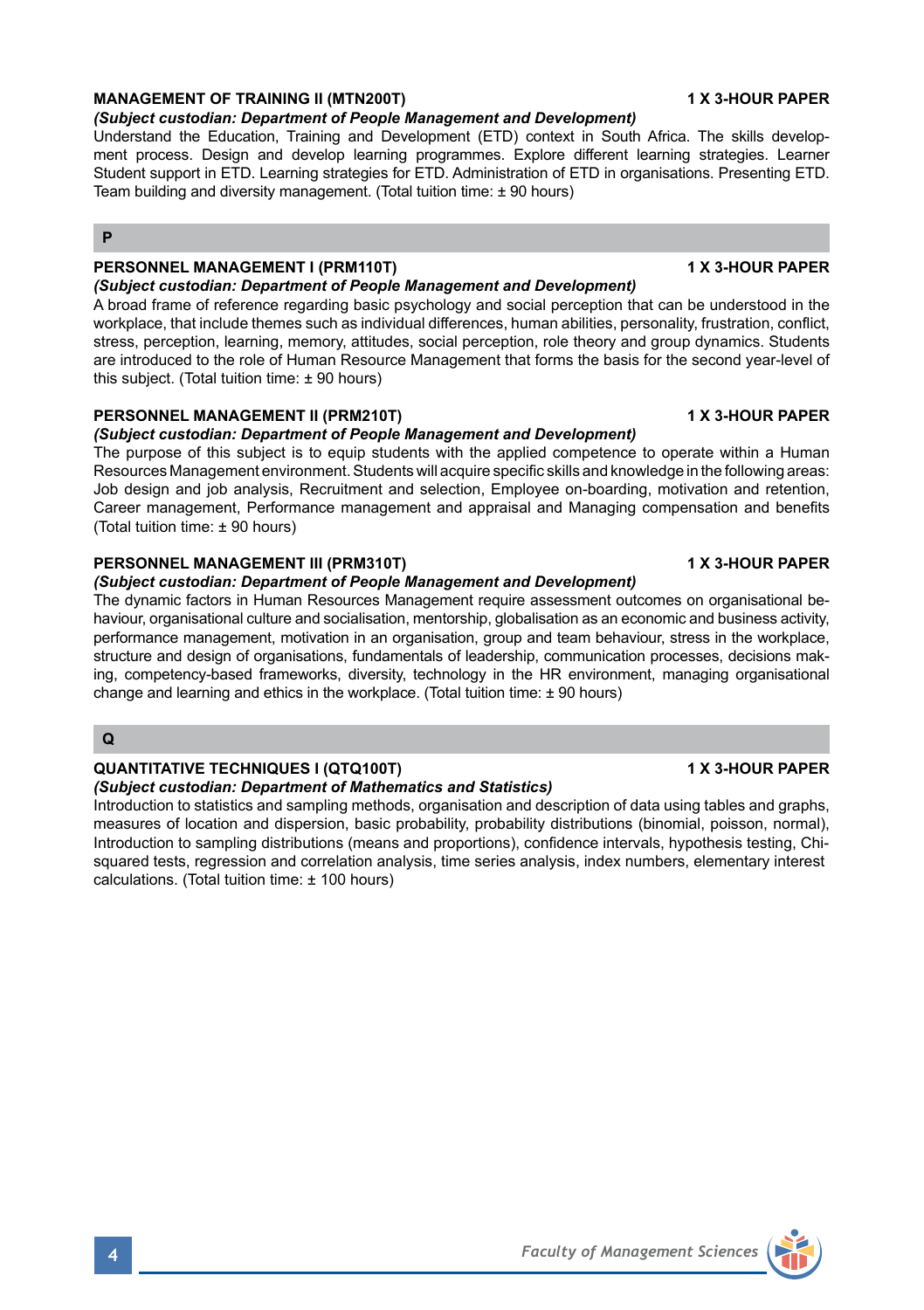**MANAGEMENT OF TRAINING II (MTN200T) 1 X 3-HOUR PAPER**

***(Subject custodian: Department of People Management and Development)***

Understand the Education, Training and Development (ETD) context in South Africa. The skills development process. Design and develop learning programmes. Explore different learning strategies. Learner Student support in ETD. Learning strategies for ETD. Administration of ETD in organisations. Presenting ETD. Team building and diversity management. (Total tuition time: ± 90 hours)

## P

**PERSONNEL MANAGEMENT I (PRM110T) 1 X 3-HOUR PAPER**

***(Subject custodian: Department of People Management and Development)***

A broad frame of reference regarding basic psychology and social perception that can be understood in the workplace, that include themes such as individual differences, human abilities, personality, frustration, conflict, stress, perception, learning, memory, attitudes, social perception, role theory and group dynamics. Students are introduced to the role of Human Resource Management that forms the basis for the second year-level of this subject. (Total tuition time: ± 90 hours)

**PERSONNEL MANAGEMENT II (PRM210T) 1 X 3-HOUR PAPER**

***(Subject custodian: Department of People Management and Development)***

The purpose of this subject is to equip students with the applied competence to operate within a Human Resources Management environment. Students will acquire specific skills and knowledge in the following areas: Job design and job analysis, Recruitment and selection, Employee on-boarding, motivation and retention, Career management, Performance management and appraisal and Managing compensation and benefits (Total tuition time: ± 90 hours)

**PERSONNEL MANAGEMENT III (PRM310T) 1 X 3-HOUR PAPER**

***(Subject custodian: Department of People Management and Development)***

The dynamic factors in Human Resources Management require assessment outcomes on organisational behaviour, organisational culture and socialisation, mentorship, globalisation as an economic and business activity, performance management, motivation in an organisation, group and team behaviour, stress in the workplace, structure and design of organisations, fundamentals of leadership, communication processes, decisions making, competency-based frameworks, diversity, technology in the HR environment, managing organisational change and learning and ethics in the workplace. (Total tuition time: ± 90 hours)

## Q

**QUANTITATIVE TECHNIQUES I (QTQ100T) 1 X 3-HOUR PAPER**

***(Subject custodian: Department of Mathematics and Statistics)***

Introduction to statistics and sampling methods, organisation and description of data using tables and graphs, measures of location and dispersion, basic probability, probability distributions (binomial, poisson, normal), Introduction to sampling distributions (means and proportions), confidence intervals, hypothesis testing, Chi-squared tests, regression and correlation analysis, time series analysis, index numbers, elementary interest calculations. (Total tuition time: ± 100 hours)